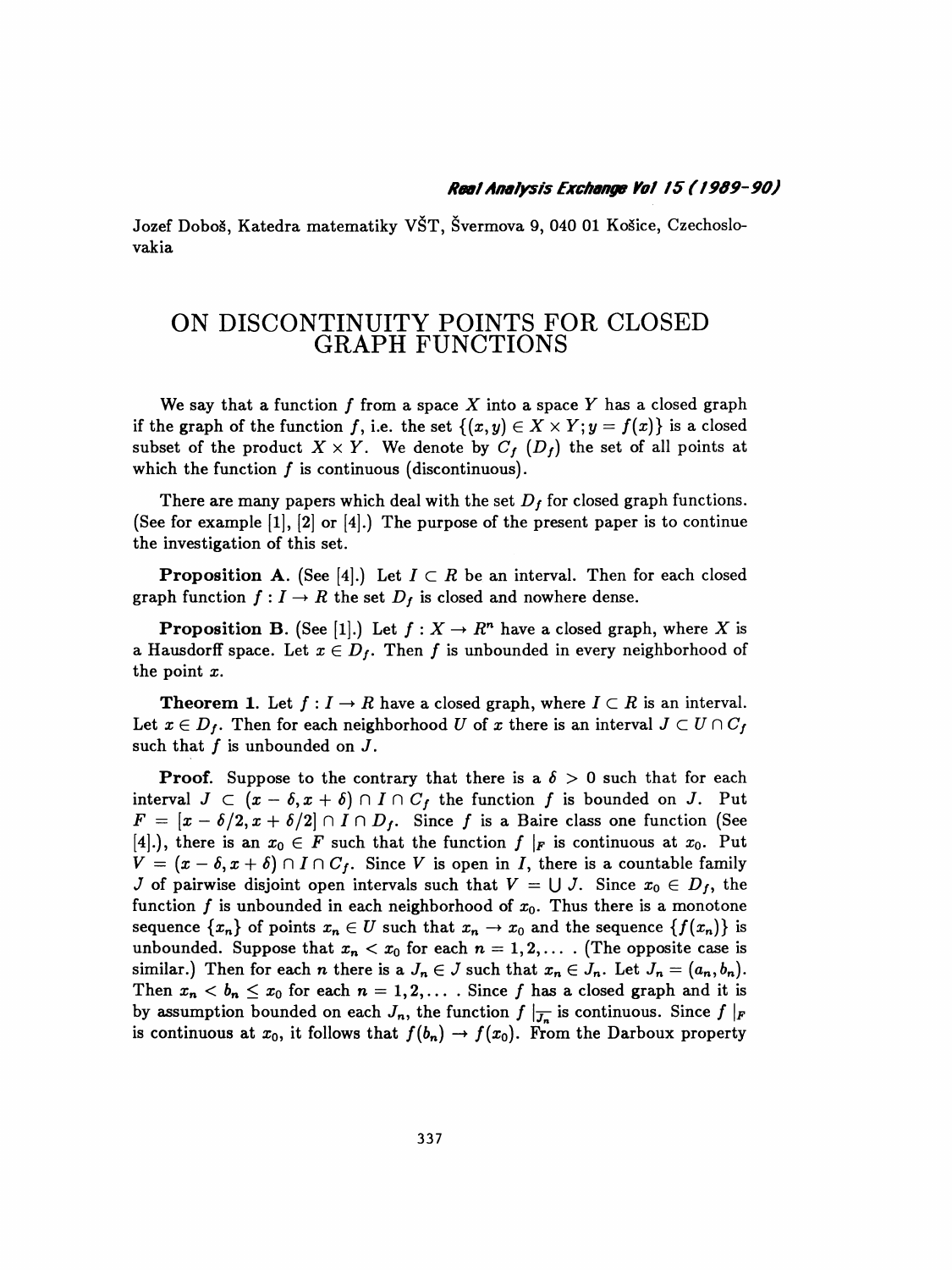Jozef Doboš, Katedra matematiky VŠT, Švermova 9, 040 01 Košice, Czechoslovakia

# ON DISCONTINUITY POINTS FOR CLOSED GRAPH FUNCTIONS

We say that a function $f$ from a space $X$ into a space $Y$ has a closed graph if the graph of the function $f$, i.e. the set $\{(x, y) \in X \times Y; y = f(x)\}$ is a closed subset of the product $X \times Y$. We denote by $C_f$ ($D_f$) the set of all points at which the function $f$ is continuous (discontinuous).

There are many papers which deal with the set $D_f$ for closed graph functions. (See for example [1], [2] or [4].) The purpose of the present paper is to continue the investigation of this set.

**Proposition A.** (See [4].) Let $I \subset R$ be an interval. Then for each closed graph function $f : I \to R$ the set $D_f$ is closed and nowhere dense.

**Proposition B.** (See [1].) Let $f : X \to R^n$ have a closed graph, where $X$ is a Hausdorff space. Let $x \in D_f$. Then $f$ is unbounded in every neighborhood of the point $x$.

**Theorem 1.** Let $f : I \to R$ have a closed graph, where $I \subset R$ is an interval. Let $x \in D_f$. Then for each neighborhood $U$ of $x$ there is an interval $J \subset U \cap C_f$ such that $f$ is unbounded on $J$.

**Proof.** Suppose to the contrary that there is a $\delta > 0$ such that for each interval $J \subset (x - \delta, x + \delta) \cap I \cap C_f$ the function $f$ is bounded on $J$. Put $F = [x - \delta/2, x + \delta/2] \cap I \cap D_f$. Since $f$ is a Baire class one function (See [4].), there is an $x_0 \in F$ such that the function $f|_F$ is continuous at $x_0$. Put $V = (x - \delta, x + \delta) \cap I \cap C_f$. Since $V$ is open in $I$, there is a countable family $J$ of pairwise disjoint open intervals such that $V = \bigcup J$. Since $x_0 \in D_f$, the function $f$ is unbounded in each neighborhood of $x_0$. Thus there is a monotone sequence $\{x_n\}$ of points $x_n \in U$ such that $x_n \to x_0$ and the sequence $\{f(x_n)\}$ is unbounded. Suppose that $x_n < x_0$ for each $n = 1, 2, \ldots$ . (The opposite case is similar.) Then for each $n$ there is a $J_n \in J$ such that $x_n \in J_n$. Let $J_n = (a_n, b_n)$. Then $x_n < b_n \leq x_0$ for each $n = 1, 2, \ldots$ . Since $f$ has a closed graph and it is by assumption bounded on each $J_n$, the function $f|_{\overline{J_n}}$ is continuous. Since $f|_F$ is continuous at $x_0$, it follows that $f(b_n) \to f(x_0)$. From the Darboux property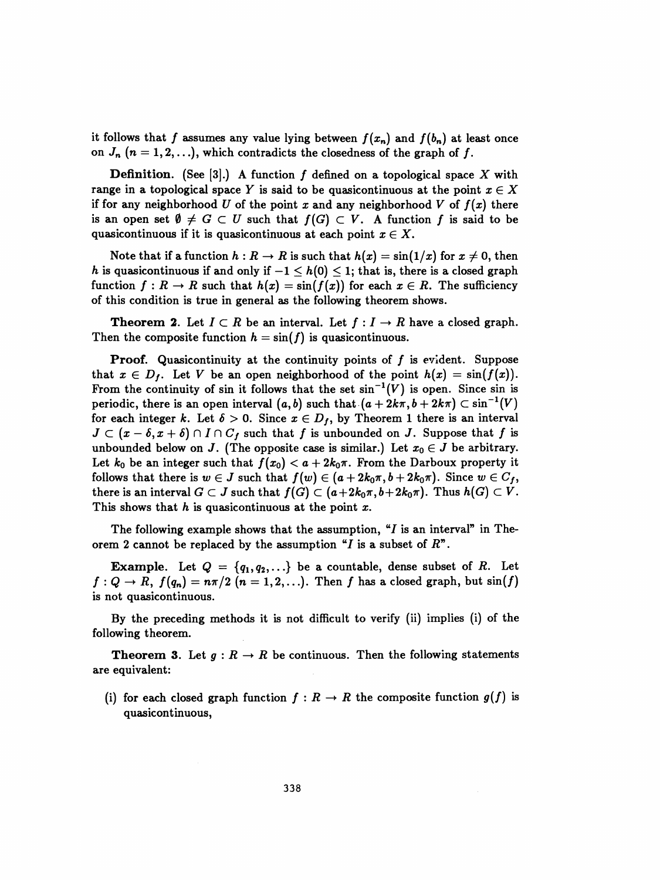it follows that $f$ assumes any value lying between $f(x_n)$ and $f(b_n)$ at least once on $J_n$ $(n = 1, 2, \ldots)$, which contradicts the closedness of the graph of $f$.

**Definition.** (See [3].) A function $f$ defined on a topological space $X$ with range in a topological space $Y$ is said to be quasicontinuous at the point $x \in X$ if for any neighborhood $U$ of the point $x$ and any neighborhood $V$ of $f(x)$ there is an open set $\emptyset \neq G \subset U$ such that $f(G) \subset V$. A function $f$ is said to be quasicontinuous if it is quasicontinuous at each point $x \in X$.

Note that if a function $h : R \to R$ is such that $h(x) = \sin(1/x)$ for $x \neq 0$, then $h$ is quasicontinuous if and only if $-1 \leq h(0) \leq 1$; that is, there is a closed graph function $f : R \to R$ such that $h(x) = \sin(f(x))$ for each $x \in R$. The sufficiency of this condition is true in general as the following theorem shows.

**Theorem 2.** Let $I \subset R$ be an interval. Let $f : I \to R$ have a closed graph. Then the composite function $h = \sin(f)$ is quasicontinuous.

**Proof.** Quasicontinuity at the continuity points of $f$ is evident. Suppose that $x \in D_f$. Let $V$ be an open neighborhood of the point $h(x) = \sin(f(x))$. From the continuity of sin it follows that the set $\sin^{-1}(V)$ is open. Since sin is periodic, there is an open interval $(a, b)$ such that $(a + 2k\pi, b + 2k\pi) \subset \sin^{-1}(V)$ for each integer $k$. Let $\delta > 0$. Since $x \in D_f$, by Theorem 1 there is an interval $J \subset (x - \delta, x + \delta) \cap I \cap C_f$ such that $f$ is unbounded on $J$. Suppose that $f$ is unbounded below on $J$. (The opposite case is similar.) Let $x_0 \in J$ be arbitrary. Let $k_0$ be an integer such that $f(x_0) < a + 2k_0\pi$. From the Darboux property it follows that there is $w \in J$ such that $f(w) \in (a + 2k_0\pi, b + 2k_0\pi)$. Since $w \in C_f$, there is an interval $G \subset J$ such that $f(G) \subset (a + 2k_0\pi, b + 2k_0\pi)$. Thus $h(G) \subset V$. This shows that $h$ is quasicontinuous at the point $x$.

The following example shows that the assumption, "$I$ is an interval" in Theorem 2 cannot be replaced by the assumption "$I$ is a subset of $R$".

**Example.** Let $Q = \{q_1, q_2, \ldots\}$ be a countable, dense subset of $R$. Let $f : Q \to R$, $f(q_n) = n\pi/2$ $(n = 1, 2, \ldots)$. Then $f$ has a closed graph, but $\sin(f)$ is not quasicontinuous.

By the preceding methods it is not difficult to verify (ii) implies (i) of the following theorem.

**Theorem 3.** Let $g : R \to R$ be continuous. Then the following statements are equivalent:

(i) for each closed graph function $f : R \to R$ the composite function $g(f)$ is quasicontinuous,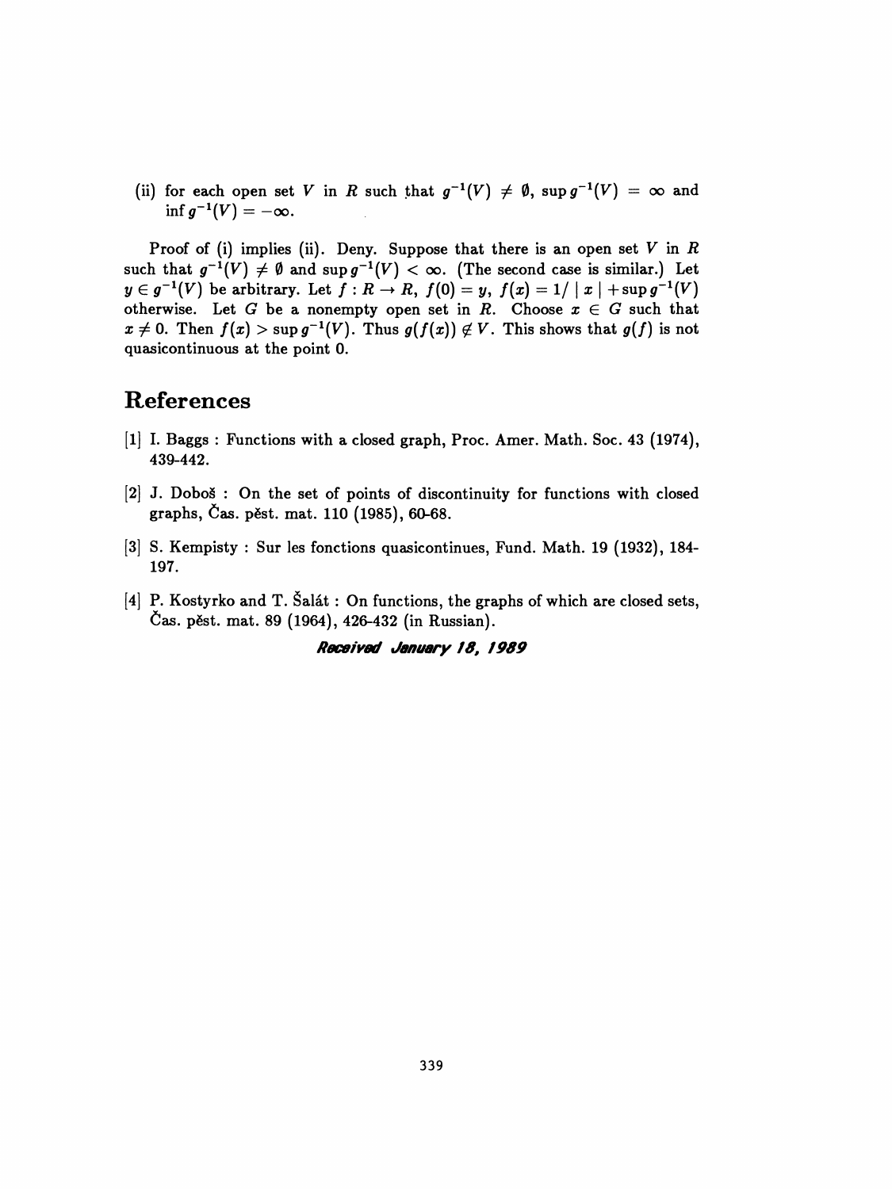(ii) for each open set $V$ in $R$ such that $g^{-1}(V) \neq \emptyset$, $\sup g^{-1}(V) = \infty$ and $\inf g^{-1}(V) = -\infty$.

Proof of (i) implies (ii). Deny. Suppose that there is an open set $V$ in $R$ such that $g^{-1}(V) \neq \emptyset$ and $\sup g^{-1}(V) < \infty$. (The second case is similar.) Let $y \in g^{-1}(V)$ be arbitrary. Let $f : R \to R$, $f(0) = y$, $f(x) = 1/\mid x \mid + \sup g^{-1}(V)$ otherwise. Let $G$ be a nonempty open set in $R$. Choose $x \in G$ such that $x \neq 0$. Then $f(x) > \sup g^{-1}(V)$. Thus $g(f(x)) \notin V$. This shows that $g(f)$ is not quasicontinuous at the point 0.

# References

[1] I. Baggs : Functions with a closed graph, Proc. Amer. Math. Soc. 43 (1974), 439-442.

[2] J. Doboš : On the set of points of discontinuity for functions with closed graphs, Čas. pěst. mat. 110 (1985), 60-68.

[3] S. Kempisty : Sur les fonctions quasicontinues, Fund. Math. 19 (1932), 184-197.

[4] P. Kostyrko and T. Šalát : On functions, the graphs of which are closed sets, Čas. pěst. mat. 89 (1964), 426-432 (in Russian).

*Received January 18, 1989*